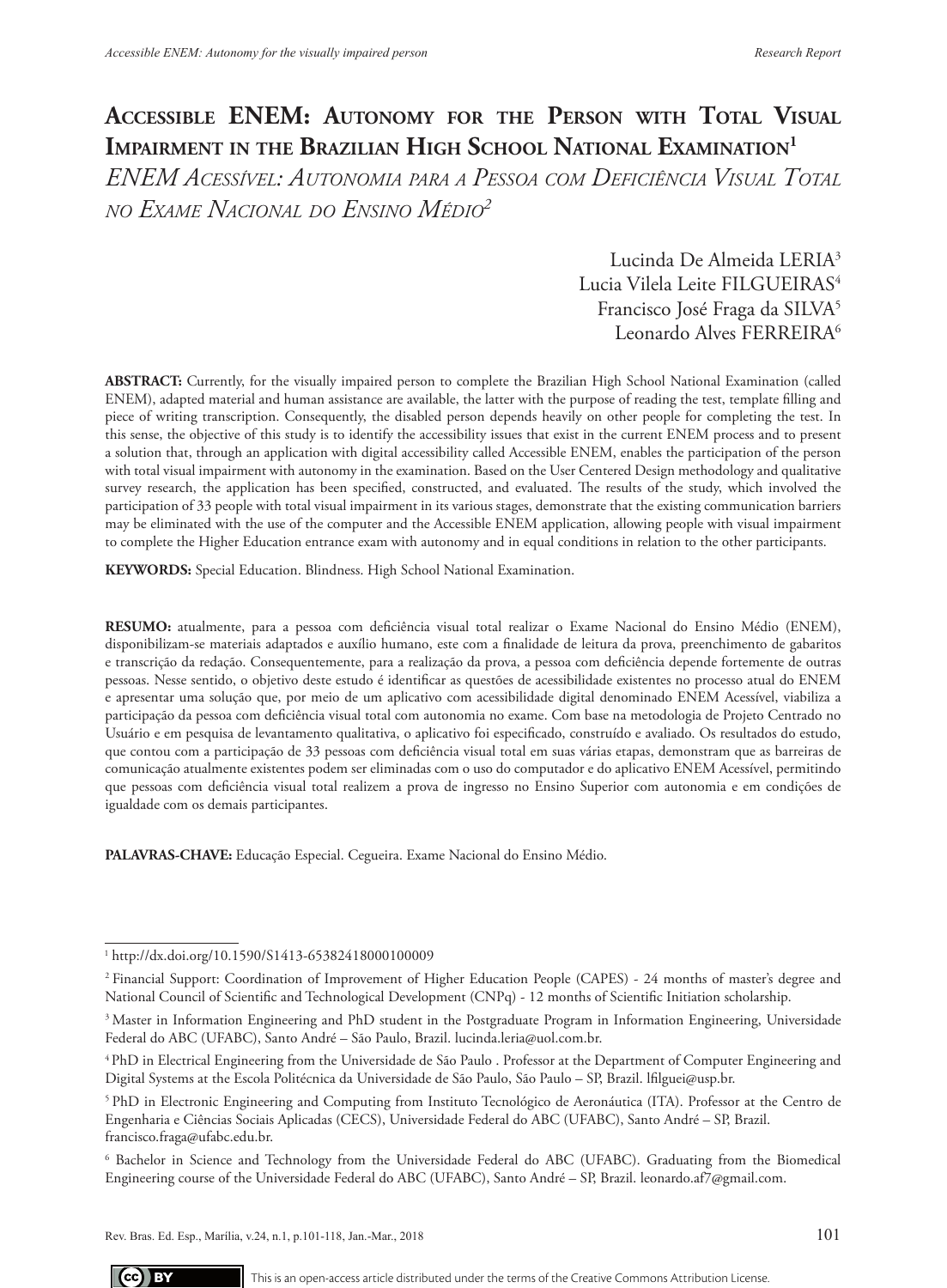# Accessible ENEM: Autonomy for the Person with Total Visual Impairment in the Brazilian High School National Examination[1]

## *ENEM Acessível: Autonomia para a Pessoa com Deficiência Visual Total no Exame Nacional do Ensino Médio*[2]

Lucinda De Almeida LERIA[3]
Lucia Vilela Leite FILGUEIRAS[4]
Francisco José Fraga da SILVA[5]
Leonardo Alves FERREIRA[6]

**ABSTRACT:** Currently, for the visually impaired person to complete the Brazilian High School National Examination (called ENEM), adapted material and human assistance are available, the latter with the purpose of reading the test, template filling and piece of writing transcription. Consequently, the disabled person depends heavily on other people for completing the test. In this sense, the objective of this study is to identify the accessibility issues that exist in the current ENEM process and to present a solution that, through an application with digital accessibility called Accessible ENEM, enables the participation of the person with total visual impairment with autonomy in the examination. Based on the User Centered Design methodology and qualitative survey research, the application has been specified, constructed, and evaluated. The results of the study, which involved the participation of 33 people with total visual impairment in its various stages, demonstrate that the existing communication barriers may be eliminated with the use of the computer and the Accessible ENEM application, allowing people with visual impairment to complete the Higher Education entrance exam with autonomy and in equal conditions in relation to the other participants.

**KEYWORDS:** Special Education. Blindness. High School National Examination.

**RESUMO:** atualmente, para a pessoa com deficiência visual total realizar o Exame Nacional do Ensino Médio (ENEM), disponibilizam-se materiais adaptados e auxílio humano, este com a finalidade de leitura da prova, preenchimento de gabaritos e transcrição da redação. Consequentemente, para a realização da prova, a pessoa com deficiência depende fortemente de outras pessoas. Nesse sentido, o objetivo deste estudo é identificar as questões de acessibilidade existentes no processo atual do ENEM e apresentar uma solução que, por meio de um aplicativo com acessibilidade digital denominado ENEM Acessível, viabiliza a participação da pessoa com deficiência visual total com autonomia no exame. Com base na metodologia de Projeto Centrado no Usuário e em pesquisa de levantamento qualitativa, o aplicativo foi especificado, construído e avaliado. Os resultados do estudo, que contou com a participação de 33 pessoas com deficiência visual total em suas várias etapas, demonstram que as barreiras de comunicação atualmente existentes podem ser eliminadas com o uso do computador e do aplicativo ENEM Acessível, permitindo que pessoas com deficiência visual total realizem a prova de ingresso no Ensino Superior com autonomia e em condições de igualdade com os demais participantes.

**PALAVRAS-CHAVE:** Educação Especial. Cegueira. Exame Nacional do Ensino Médio.

---

[1] http://dx.doi.org/10.1590/S1413-65382418000100009

[2] Financial Support: Coordination of Improvement of Higher Education People (CAPES) - 24 months of master's degree and National Council of Scientific and Technological Development (CNPq) - 12 months of Scientific Initiation scholarship.

[3] Master in Information Engineering and PhD student in the Postgraduate Program in Information Engineering, Universidade Federal do ABC (UFABC), Santo André – São Paulo, Brazil. lucinda.leria@uol.com.br.

[4] PhD in Electrical Engineering from the Universidade de São Paulo . Professor at the Department of Computer Engineering and Digital Systems at the Escola Politécnica da Universidade de São Paulo, São Paulo – SP, Brazil. lfilguei@usp.br.

[5] PhD in Electronic Engineering and Computing from Instituto Tecnológico de Aeronáutica (ITA). Professor at the Centro de Engenharia e Ciências Sociais Aplicadas (CECS), Universidade Federal do ABC (UFABC), Santo André – SP, Brazil. francisco.fraga@ufabc.edu.br.

[6] Bachelor in Science and Technology from the Universidade Federal do ABC (UFABC). Graduating from the Biomedical Engineering course of the Universidade Federal do ABC (UFABC), Santo André – SP, Brazil. leonardo.af7@gmail.com.

This is an open-access article distributed under the terms of the Creative Commons Attribution License.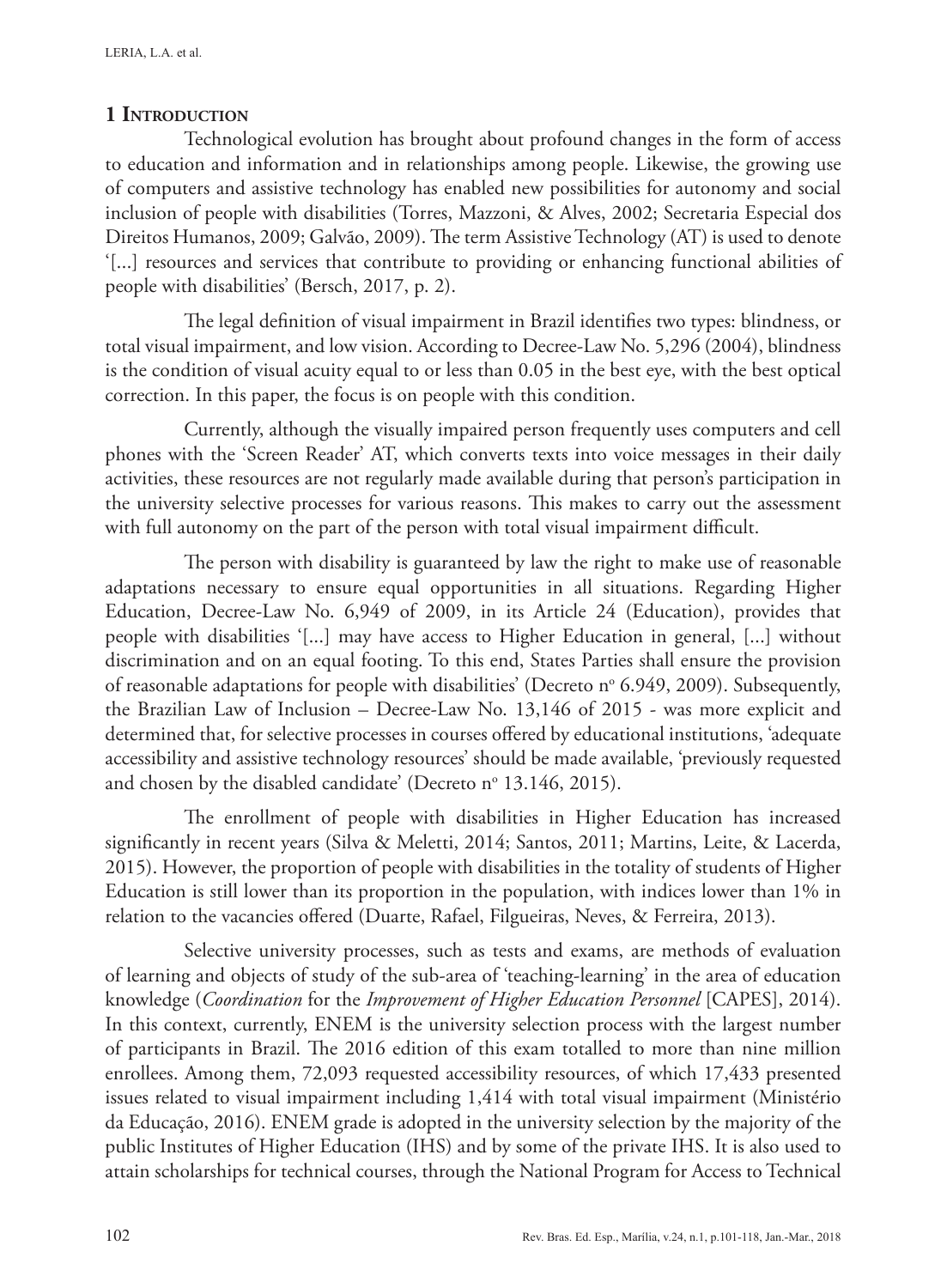## 1 Introduction

Technological evolution has brought about profound changes in the form of access to education and information and in relationships among people. Likewise, the growing use of computers and assistive technology has enabled new possibilities for autonomy and social inclusion of people with disabilities (Torres, Mazzoni, & Alves, 2002; Secretaria Especial dos Direitos Humanos, 2009; Galvão, 2009). The term Assistive Technology (AT) is used to denote '[...] resources and services that contribute to providing or enhancing functional abilities of people with disabilities' (Bersch, 2017, p. 2).

The legal definition of visual impairment in Brazil identifies two types: blindness, or total visual impairment, and low vision. According to Decree-Law No. 5,296 (2004), blindness is the condition of visual acuity equal to or less than 0.05 in the best eye, with the best optical correction. In this paper, the focus is on people with this condition.

Currently, although the visually impaired person frequently uses computers and cell phones with the 'Screen Reader' AT, which converts texts into voice messages in their daily activities, these resources are not regularly made available during that person's participation in the university selective processes for various reasons. This makes to carry out the assessment with full autonomy on the part of the person with total visual impairment difficult.

The person with disability is guaranteed by law the right to make use of reasonable adaptations necessary to ensure equal opportunities in all situations. Regarding Higher Education, Decree-Law No. 6,949 of 2009, in its Article 24 (Education), provides that people with disabilities '[...] may have access to Higher Education in general, [...] without discrimination and on an equal footing. To this end, States Parties shall ensure the provision of reasonable adaptations for people with disabilities' (Decreto nº 6.949, 2009). Subsequently, the Brazilian Law of Inclusion – Decree-Law No. 13,146 of 2015 - was more explicit and determined that, for selective processes in courses offered by educational institutions, 'adequate accessibility and assistive technology resources' should be made available, 'previously requested and chosen by the disabled candidate' (Decreto nº 13.146, 2015).

The enrollment of people with disabilities in Higher Education has increased significantly in recent years (Silva & Meletti, 2014; Santos, 2011; Martins, Leite, & Lacerda, 2015). However, the proportion of people with disabilities in the totality of students of Higher Education is still lower than its proportion in the population, with indices lower than 1% in relation to the vacancies offered (Duarte, Rafael, Filgueiras, Neves, & Ferreira, 2013).

Selective university processes, such as tests and exams, are methods of evaluation of learning and objects of study of the sub-area of 'teaching-learning' in the area of education knowledge (*Coordination* for the *Improvement of Higher Education Personnel* [CAPES], 2014). In this context, currently, ENEM is the university selection process with the largest number of participants in Brazil. The 2016 edition of this exam totalled to more than nine million enrollees. Among them, 72,093 requested accessibility resources, of which 17,433 presented issues related to visual impairment including 1,414 with total visual impairment (Ministério da Educação, 2016). ENEM grade is adopted in the university selection by the majority of the public Institutes of Higher Education (IHS) and by some of the private IHS. It is also used to attain scholarships for technical courses, through the National Program for Access to Technical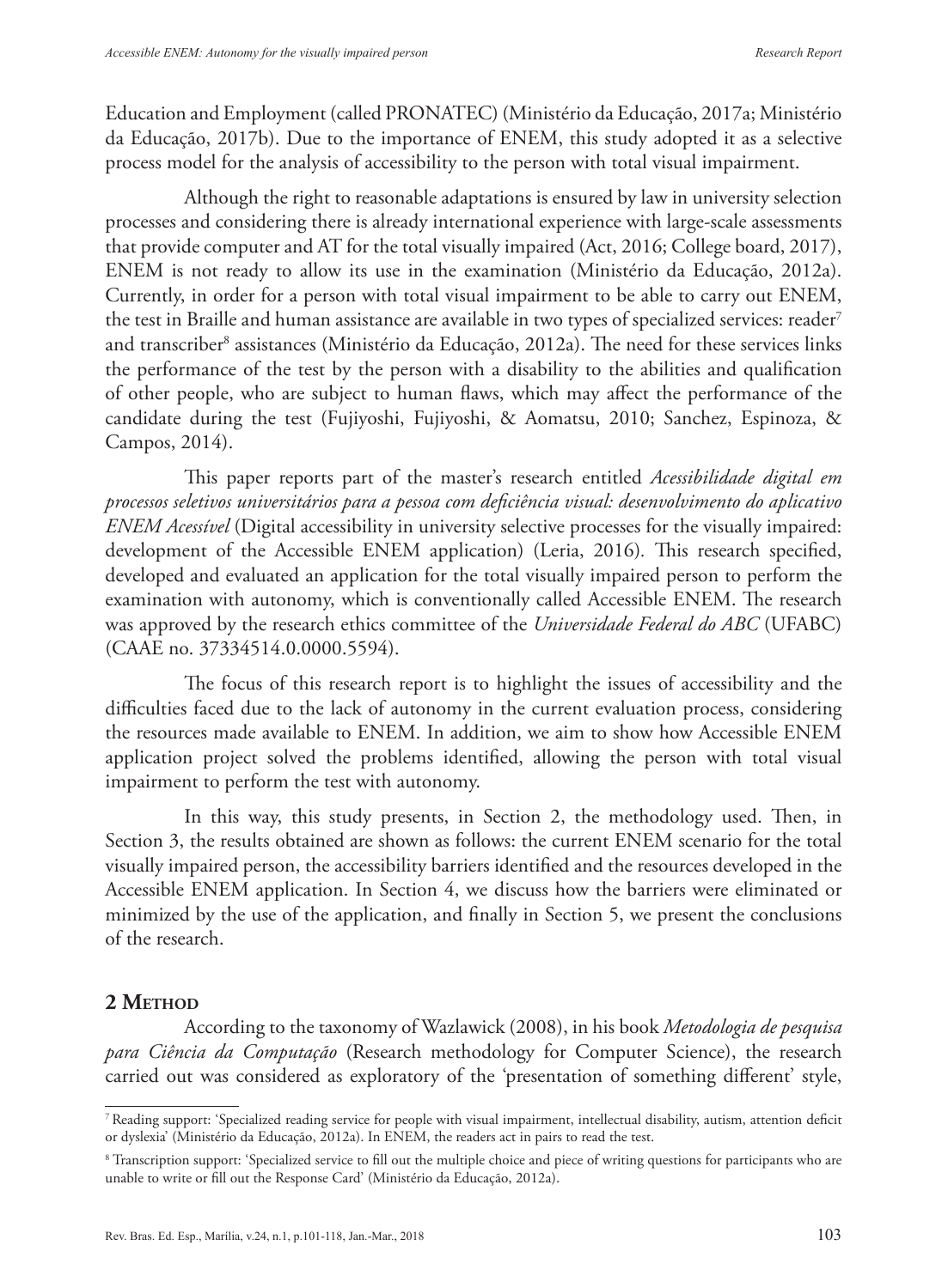Education and Employment (called PRONATEC) (Ministério da Educação, 2017a; Ministério da Educação, 2017b). Due to the importance of ENEM, this study adopted it as a selective process model for the analysis of accessibility to the person with total visual impairment.

Although the right to reasonable adaptations is ensured by law in university selection processes and considering there is already international experience with large-scale assessments that provide computer and AT for the total visually impaired (Act, 2016; College board, 2017), ENEM is not ready to allow its use in the examination (Ministério da Educação, 2012a). Currently, in order for a person with total visual impairment to be able to carry out ENEM, the test in Braille and human assistance are available in two types of specialized services: reader[7] and transcriber[8] assistances (Ministério da Educação, 2012a). The need for these services links the performance of the test by the person with a disability to the abilities and qualification of other people, who are subject to human flaws, which may affect the performance of the candidate during the test (Fujiyoshi, Fujiyoshi, & Aomatsu, 2010; Sanchez, Espinoza, & Campos, 2014).

This paper reports part of the master's research entitled *Acessibilidade digital em processos seletivos universitários para a pessoa com deficiência visual: desenvolvimento do aplicativo ENEM Acessível* (Digital accessibility in university selective processes for the visually impaired: development of the Accessible ENEM application) (Leria, 2016). This research specified, developed and evaluated an application for the total visually impaired person to perform the examination with autonomy, which is conventionally called Accessible ENEM. The research was approved by the research ethics committee of the *Universidade Federal do ABC* (UFABC) (CAAE no. 37334514.0.0000.5594).

The focus of this research report is to highlight the issues of accessibility and the difficulties faced due to the lack of autonomy in the current evaluation process, considering the resources made available to ENEM. In addition, we aim to show how Accessible ENEM application project solved the problems identified, allowing the person with total visual impairment to perform the test with autonomy.

In this way, this study presents, in Section 2, the methodology used. Then, in Section 3, the results obtained are shown as follows: the current ENEM scenario for the total visually impaired person, the accessibility barriers identified and the resources developed in the Accessible ENEM application. In Section 4, we discuss how the barriers were eliminated or minimized by the use of the application, and finally in Section 5, we present the conclusions of the research.

## 2 Method

According to the taxonomy of Wazlawick (2008), in his book *Metodologia de pesquisa para Ciência da Computação* (Research methodology for Computer Science), the research carried out was considered as exploratory of the 'presentation of something different' style,

---

[7] Reading support: 'Specialized reading service for people with visual impairment, intellectual disability, autism, attention deficit or dyslexia' (Ministério da Educação, 2012a). In ENEM, the readers act in pairs to read the test.

[8] Transcription support: 'Specialized service to fill out the multiple choice and piece of writing questions for participants who are unable to write or fill out the Response Card' (Ministério da Educação, 2012a).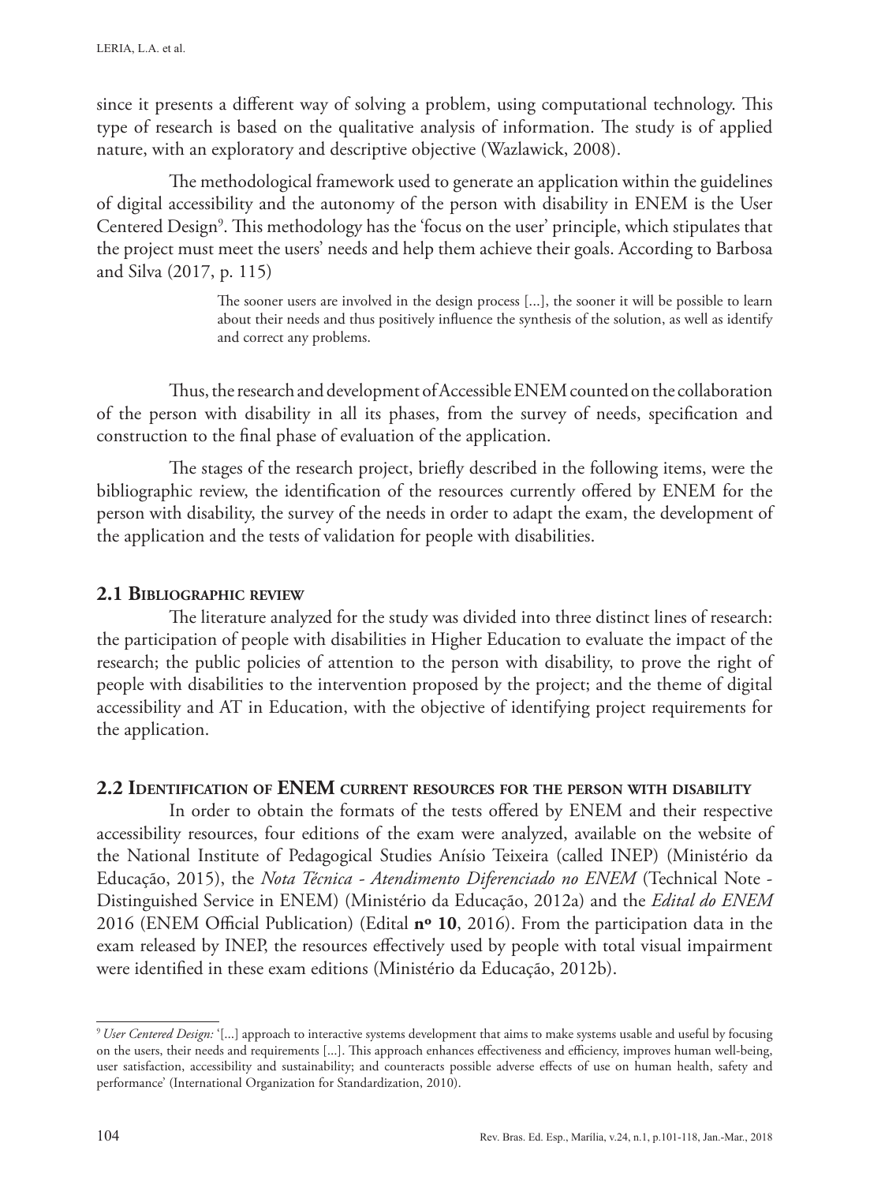since it presents a different way of solving a problem, using computational technology. This type of research is based on the qualitative analysis of information. The study is of applied nature, with an exploratory and descriptive objective (Wazlawick, 2008).

The methodological framework used to generate an application within the guidelines of digital accessibility and the autonomy of the person with disability in ENEM is the User Centered Design[9]. This methodology has the 'focus on the user' principle, which stipulates that the project must meet the users' needs and help them achieve their goals. According to Barbosa and Silva (2017, p. 115)

> The sooner users are involved in the design process [...], the sooner it will be possible to learn about their needs and thus positively influence the synthesis of the solution, as well as identify and correct any problems.

Thus, the research and development of Accessible ENEM counted on the collaboration of the person with disability in all its phases, from the survey of needs, specification and construction to the final phase of evaluation of the application.

The stages of the research project, briefly described in the following items, were the bibliographic review, the identification of the resources currently offered by ENEM for the person with disability, the survey of the needs in order to adapt the exam, the development of the application and the tests of validation for people with disabilities.

### 2.1 Bibliographic review

The literature analyzed for the study was divided into three distinct lines of research: the participation of people with disabilities in Higher Education to evaluate the impact of the research; the public policies of attention to the person with disability, to prove the right of people with disabilities to the intervention proposed by the project; and the theme of digital accessibility and AT in Education, with the objective of identifying project requirements for the application.

### 2.2 Identification of ENEM current resources for the person with disability

In order to obtain the formats of the tests offered by ENEM and their respective accessibility resources, four editions of the exam were analyzed, available on the website of the National Institute of Pedagogical Studies Anísio Teixeira (called INEP) (Ministério da Educação, 2015), the *Nota Técnica - Atendimento Diferenciado no ENEM* (Technical Note - Distinguished Service in ENEM) (Ministério da Educação, 2012a) and the *Edital do ENEM* 2016 (ENEM Official Publication) (Edital **nº 10**, 2016). From the participation data in the exam released by INEP, the resources effectively used by people with total visual impairment were identified in these exam editions (Ministério da Educação, 2012b).

---

[9] *User Centered Design:* '[...] approach to interactive systems development that aims to make systems usable and useful by focusing on the users, their needs and requirements [...]. This approach enhances effectiveness and efficiency, improves human well-being, user satisfaction, accessibility and sustainability; and counteracts possible adverse effects of use on human health, safety and performance' (International Organization for Standardization, 2010).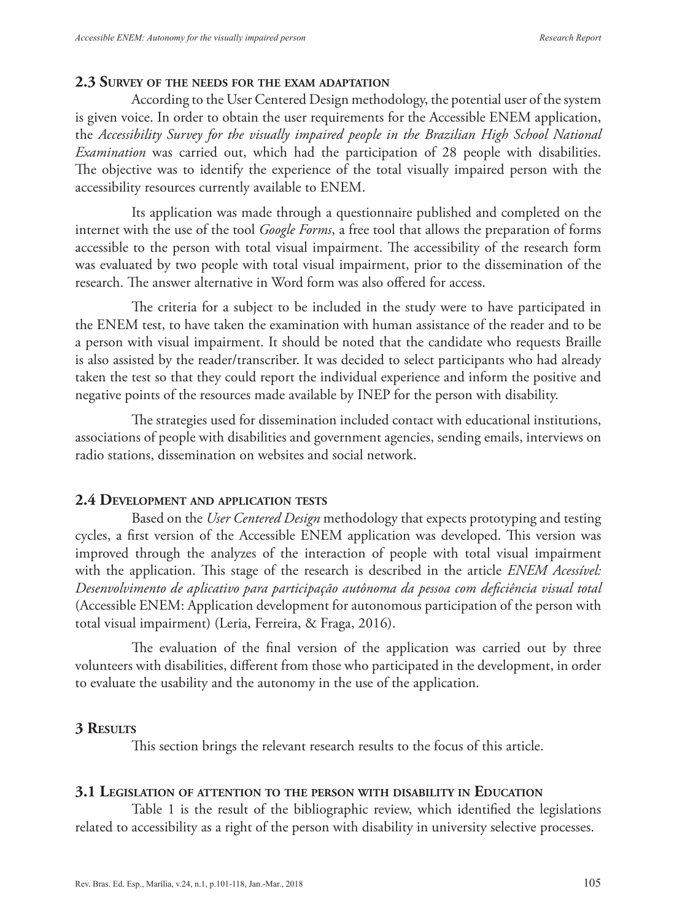### 2.3 Survey of the needs for the exam adaptation

According to the User Centered Design methodology, the potential user of the system is given voice. In order to obtain the user requirements for the Accessible ENEM application, the *Accessibility Survey for the visually impaired people in the Brazilian High School National Examination* was carried out, which had the participation of 28 people with disabilities. The objective was to identify the experience of the total visually impaired person with the accessibility resources currently available to ENEM.

Its application was made through a questionnaire published and completed on the internet with the use of the tool *Google Forms*, a free tool that allows the preparation of forms accessible to the person with total visual impairment. The accessibility of the research form was evaluated by two people with total visual impairment, prior to the dissemination of the research. The answer alternative in Word form was also offered for access.

The criteria for a subject to be included in the study were to have participated in the ENEM test, to have taken the examination with human assistance of the reader and to be a person with visual impairment. It should be noted that the candidate who requests Braille is also assisted by the reader/transcriber. It was decided to select participants who had already taken the test so that they could report the individual experience and inform the positive and negative points of the resources made available by INEP for the person with disability.

The strategies used for dissemination included contact with educational institutions, associations of people with disabilities and government agencies, sending emails, interviews on radio stations, dissemination on websites and social network.

### 2.4 Development and application tests

Based on the *User Centered Design* methodology that expects prototyping and testing cycles, a first version of the Accessible ENEM application was developed. This version was improved through the analyzes of the interaction of people with total visual impairment with the application. This stage of the research is described in the article *ENEM Acessível: Desenvolvimento de aplicativo para participação autônoma da pessoa com deficiência visual total* (Accessible ENEM: Application development for autonomous participation of the person with total visual impairment) (Leria, Ferreira, & Fraga, 2016).

The evaluation of the final version of the application was carried out by three volunteers with disabilities, different from those who participated in the development, in order to evaluate the usability and the autonomy in the use of the application.

## 3 Results

This section brings the relevant research results to the focus of this article.

### 3.1 Legislation of attention to the person with disability in Education

Table 1 is the result of the bibliographic review, which identified the legislations related to accessibility as a right of the person with disability in university selective processes.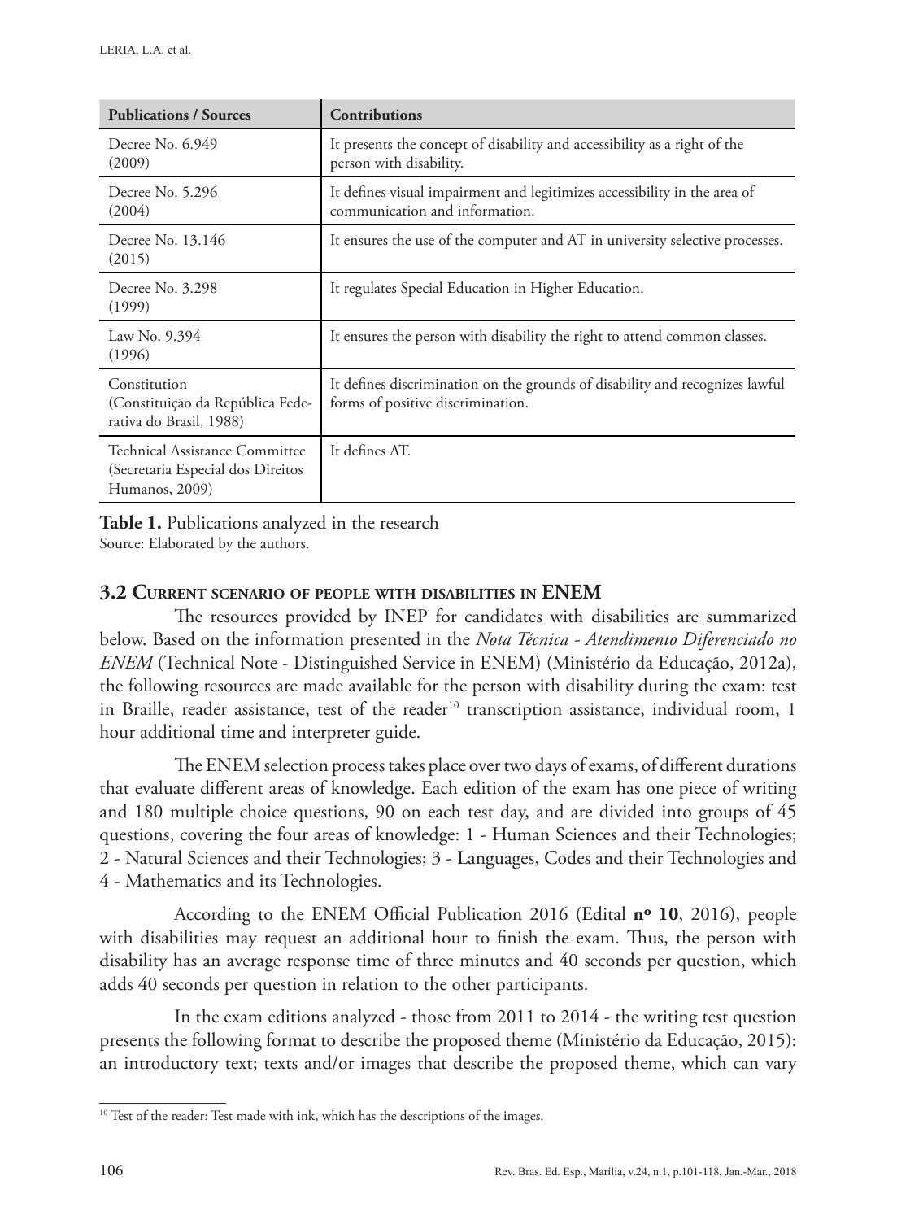| Publications / Sources | Contributions |
|---|---|
| Decree No. 6.949 (2009) | It presents the concept of disability and accessibility as a right of the person with disability. |
| Decree No. 5.296 (2004) | It defines visual impairment and legitimizes accessibility in the area of communication and information. |
| Decree No. 13.146 (2015) | It ensures the use of the computer and AT in university selective processes. |
| Decree No. 3.298 (1999) | It regulates Special Education in Higher Education. |
| Law No. 9.394 (1996) | It ensures the person with disability the right to attend common classes. |
| Constitution (Constituição da República Federativa do Brasil, 1988) | It defines discrimination on the grounds of disability and recognizes lawful forms of positive discrimination. |
| Technical Assistance Committee (Secretaria Especial dos Direitos Humanos, 2009) | It defines AT. |

**Table 1.** Publications analyzed in the research
Source: Elaborated by the authors.

### 3.2 Current scenario of people with disabilities in ENEM

The resources provided by INEP for candidates with disabilities are summarized below. Based on the information presented in the *Nota Técnica - Atendimento Diferenciado no ENEM* (Technical Note - Distinguished Service in ENEM) (Ministério da Educação, 2012a), the following resources are made available for the person with disability during the exam: test in Braille, reader assistance, test of the reader[10] transcription assistance, individual room, 1 hour additional time and interpreter guide.

The ENEM selection process takes place over two days of exams, of different durations that evaluate different areas of knowledge. Each edition of the exam has one piece of writing and 180 multiple choice questions, 90 on each test day, and are divided into groups of 45 questions, covering the four areas of knowledge: 1 - Human Sciences and their Technologies; 2 - Natural Sciences and their Technologies; 3 - Languages, Codes and their Technologies and 4 - Mathematics and its Technologies.

According to the ENEM Official Publication 2016 (Edital **nº 10**, 2016), people with disabilities may request an additional hour to finish the exam. Thus, the person with disability has an average response time of three minutes and 40 seconds per question, which adds 40 seconds per question in relation to the other participants.

In the exam editions analyzed - those from 2011 to 2014 - the writing test question presents the following format to describe the proposed theme (Ministério da Educação, 2015): an introductory text; texts and/or images that describe the proposed theme, which can vary

[10] Test of the reader: Test made with ink, which has the descriptions of the images.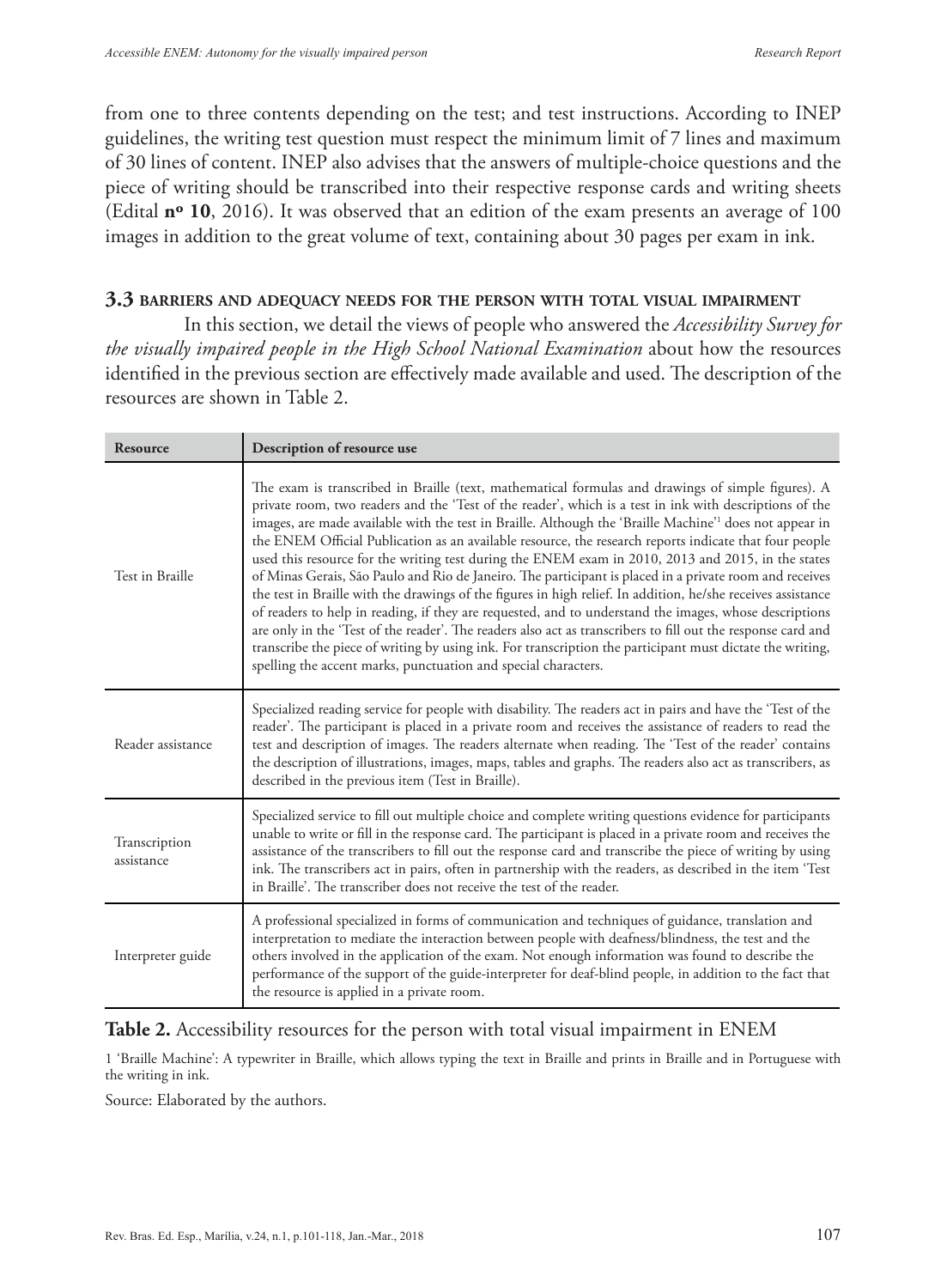from one to three contents depending on the test; and test instructions. According to INEP guidelines, the writing test question must respect the minimum limit of 7 lines and maximum of 30 lines of content. INEP also advises that the answers of multiple-choice questions and the piece of writing should be transcribed into their respective response cards and writing sheets (Edital **nº 10**, 2016). It was observed that an edition of the exam presents an average of 100 images in addition to the great volume of text, containing about 30 pages per exam in ink.

### 3.3 BARRIERS AND ADEQUACY NEEDS FOR THE PERSON WITH TOTAL VISUAL IMPAIRMENT

In this section, we detail the views of people who answered the *Accessibility Survey for the visually impaired people in the High School National Examination* about how the resources identified in the previous section are effectively made available and used. The description of the resources are shown in Table 2.

| Resource | Description of resource use |
|---|---|
| Test in Braille | The exam is transcribed in Braille (text, mathematical formulas and drawings of simple figures). A private room, two readers and the 'Test of the reader', which is a test in ink with descriptions of the images, are made available with the test in Braille. Although the 'Braille Machine'[1] does not appear in the ENEM Official Publication as an available resource, the research reports indicate that four people used this resource for the writing test during the ENEM exam in 2010, 2013 and 2015, in the states of Minas Gerais, São Paulo and Rio de Janeiro. The participant is placed in a private room and receives the test in Braille with the drawings of the figures in high relief. In addition, he/she receives assistance of readers to help in reading, if they are requested, and to understand the images, whose descriptions are only in the 'Test of the reader'. The readers also act as transcribers to fill out the response card and transcribe the piece of writing by using ink. For transcription the participant must dictate the writing, spelling the accent marks, punctuation and special characters. |
| Reader assistance | Specialized reading service for people with disability. The readers act in pairs and have the 'Test of the reader'. The participant is placed in a private room and receives the assistance of readers to read the test and description of images. The readers alternate when reading. The 'Test of the reader' contains the description of illustrations, images, maps, tables and graphs. The readers also act as transcribers, as described in the previous item (Test in Braille). |
| Transcription assistance | Specialized service to fill out multiple choice and complete writing questions evidence for participants unable to write or fill in the response card. The participant is placed in a private room and receives the assistance of the transcribers to fill out the response card and transcribe the piece of writing by using ink. The transcribers act in pairs, often in partnership with the readers, as described in the item 'Test in Braille'. The transcriber does not receive the test of the reader. |
| Interpreter guide | A professional specialized in forms of communication and techniques of guidance, translation and interpretation to mediate the interaction between people with deafness/blindness, the test and the others involved in the application of the exam. Not enough information was found to describe the performance of the support of the guide-interpreter for deaf-blind people, in addition to the fact that the resource is applied in a private room. |

**Table 2.** Accessibility resources for the person with total visual impairment in ENEM

1 'Braille Machine': A typewriter in Braille, which allows typing the text in Braille and prints in Braille and in Portuguese with the writing in ink.

Source: Elaborated by the authors.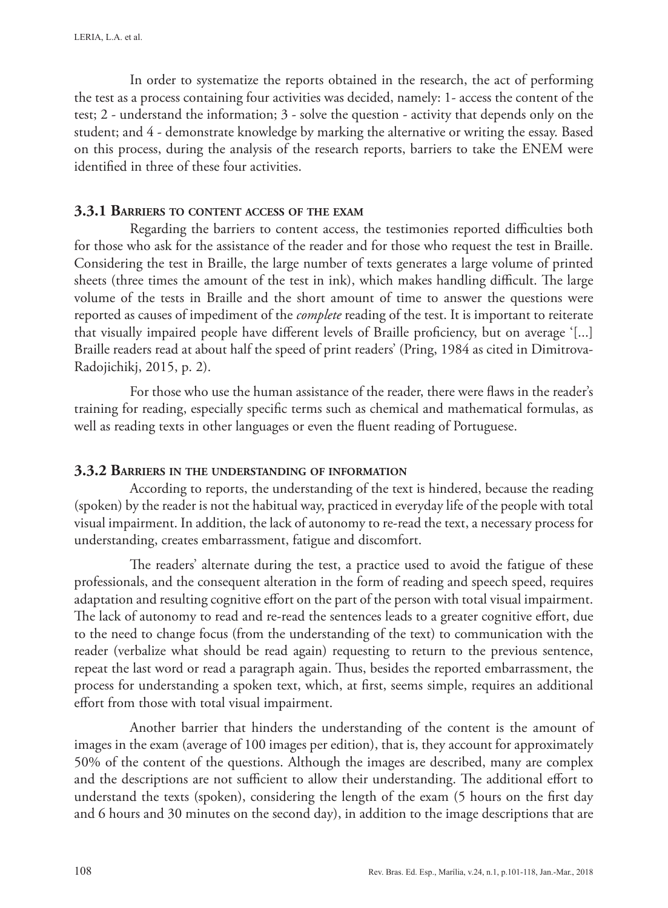In order to systematize the reports obtained in the research, the act of performing the test as a process containing four activities was decided, namely: 1- access the content of the test; 2 - understand the information; 3 - solve the question - activity that depends only on the student; and 4 - demonstrate knowledge by marking the alternative or writing the essay. Based on this process, during the analysis of the research reports, barriers to take the ENEM were identified in three of these four activities.

### 3.3.1 Barriers to content access of the exam

Regarding the barriers to content access, the testimonies reported difficulties both for those who ask for the assistance of the reader and for those who request the test in Braille. Considering the test in Braille, the large number of texts generates a large volume of printed sheets (three times the amount of the test in ink), which makes handling difficult. The large volume of the tests in Braille and the short amount of time to answer the questions were reported as causes of impediment of the *complete* reading of the test. It is important to reiterate that visually impaired people have different levels of Braille proficiency, but on average '[...] Braille readers read at about half the speed of print readers' (Pring, 1984 as cited in Dimitrova-Radojichikj, 2015, p. 2).

For those who use the human assistance of the reader, there were flaws in the reader's training for reading, especially specific terms such as chemical and mathematical formulas, as well as reading texts in other languages or even the fluent reading of Portuguese.

### 3.3.2 Barriers in the understanding of information

According to reports, the understanding of the text is hindered, because the reading (spoken) by the reader is not the habitual way, practiced in everyday life of the people with total visual impairment. In addition, the lack of autonomy to re-read the text, a necessary process for understanding, creates embarrassment, fatigue and discomfort.

The readers' alternate during the test, a practice used to avoid the fatigue of these professionals, and the consequent alteration in the form of reading and speech speed, requires adaptation and resulting cognitive effort on the part of the person with total visual impairment. The lack of autonomy to read and re-read the sentences leads to a greater cognitive effort, due to the need to change focus (from the understanding of the text) to communication with the reader (verbalize what should be read again) requesting to return to the previous sentence, repeat the last word or read a paragraph again. Thus, besides the reported embarrassment, the process for understanding a spoken text, which, at first, seems simple, requires an additional effort from those with total visual impairment.

Another barrier that hinders the understanding of the content is the amount of images in the exam (average of 100 images per edition), that is, they account for approximately 50% of the content of the questions. Although the images are described, many are complex and the descriptions are not sufficient to allow their understanding. The additional effort to understand the texts (spoken), considering the length of the exam (5 hours on the first day and 6 hours and 30 minutes on the second day), in addition to the image descriptions that are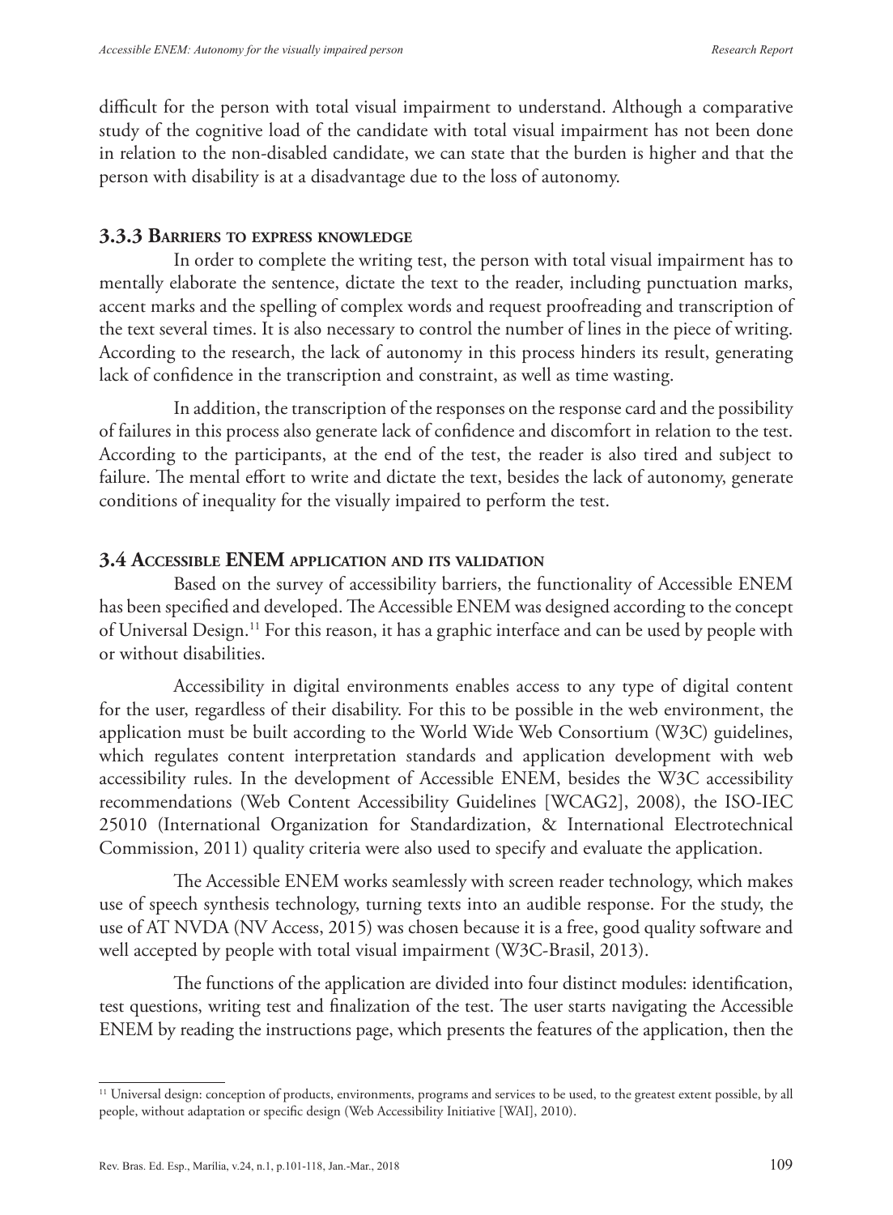difficult for the person with total visual impairment to understand. Although a comparative study of the cognitive load of the candidate with total visual impairment has not been done in relation to the non-disabled candidate, we can state that the burden is higher and that the person with disability is at a disadvantage due to the loss of autonomy.

### 3.3.3 Barriers to express knowledge

In order to complete the writing test, the person with total visual impairment has to mentally elaborate the sentence, dictate the text to the reader, including punctuation marks, accent marks and the spelling of complex words and request proofreading and transcription of the text several times. It is also necessary to control the number of lines in the piece of writing. According to the research, the lack of autonomy in this process hinders its result, generating lack of confidence in the transcription and constraint, as well as time wasting.

In addition, the transcription of the responses on the response card and the possibility of failures in this process also generate lack of confidence and discomfort in relation to the test. According to the participants, at the end of the test, the reader is also tired and subject to failure. The mental effort to write and dictate the text, besides the lack of autonomy, generate conditions of inequality for the visually impaired to perform the test.

## 3.4 Accessible ENEM application and its validation

Based on the survey of accessibility barriers, the functionality of Accessible ENEM has been specified and developed. The Accessible ENEM was designed according to the concept of Universal Design.[11] For this reason, it has a graphic interface and can be used by people with or without disabilities.

Accessibility in digital environments enables access to any type of digital content for the user, regardless of their disability. For this to be possible in the web environment, the application must be built according to the World Wide Web Consortium (W3C) guidelines, which regulates content interpretation standards and application development with web accessibility rules. In the development of Accessible ENEM, besides the W3C accessibility recommendations (Web Content Accessibility Guidelines [WCAG2], 2008), the ISO-IEC 25010 (International Organization for Standardization, & International Electrotechnical Commission, 2011) quality criteria were also used to specify and evaluate the application.

The Accessible ENEM works seamlessly with screen reader technology, which makes use of speech synthesis technology, turning texts into an audible response. For the study, the use of AT NVDA (NV Access, 2015) was chosen because it is a free, good quality software and well accepted by people with total visual impairment (W3C-Brasil, 2013).

The functions of the application are divided into four distinct modules: identification, test questions, writing test and finalization of the test. The user starts navigating the Accessible ENEM by reading the instructions page, which presents the features of the application, then the

[11] Universal design: conception of products, environments, programs and services to be used, to the greatest extent possible, by all people, without adaptation or specific design (Web Accessibility Initiative [WAI], 2010).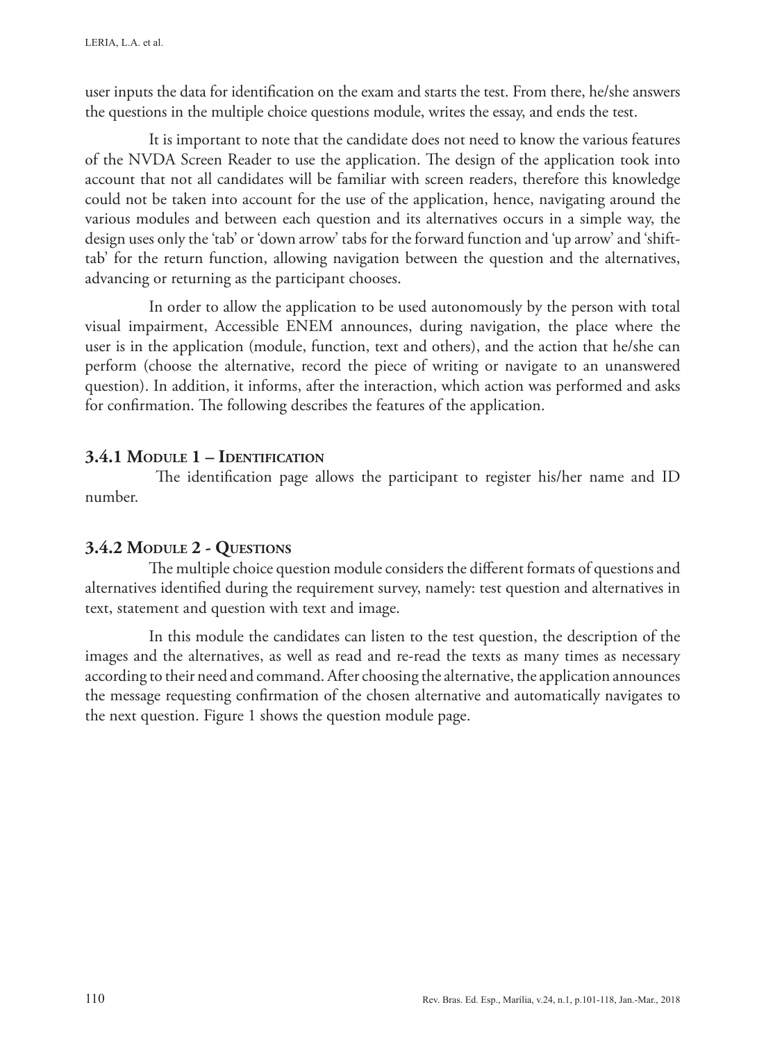user inputs the data for identification on the exam and starts the test. From there, he/she answers the questions in the multiple choice questions module, writes the essay, and ends the test.

It is important to note that the candidate does not need to know the various features of the NVDA Screen Reader to use the application. The design of the application took into account that not all candidates will be familiar with screen readers, therefore this knowledge could not be taken into account for the use of the application, hence, navigating around the various modules and between each question and its alternatives occurs in a simple way, the design uses only the 'tab' or 'down arrow' tabs for the forward function and 'up arrow' and 'shift-tab' for the return function, allowing navigation between the question and the alternatives, advancing or returning as the participant chooses.

In order to allow the application to be used autonomously by the person with total visual impairment, Accessible ENEM announces, during navigation, the place where the user is in the application (module, function, text and others), and the action that he/she can perform (choose the alternative, record the piece of writing or navigate to an unanswered question). In addition, it informs, after the interaction, which action was performed and asks for confirmation. The following describes the features of the application.

### 3.4.1 Module 1 – Identification

The identification page allows the participant to register his/her name and ID number.

### 3.4.2 Module 2 - Questions

The multiple choice question module considers the different formats of questions and alternatives identified during the requirement survey, namely: test question and alternatives in text, statement and question with text and image.

In this module the candidates can listen to the test question, the description of the images and the alternatives, as well as read and re-read the texts as many times as necessary according to their need and command. After choosing the alternative, the application announces the message requesting confirmation of the chosen alternative and automatically navigates to the next question. Figure 1 shows the question module page.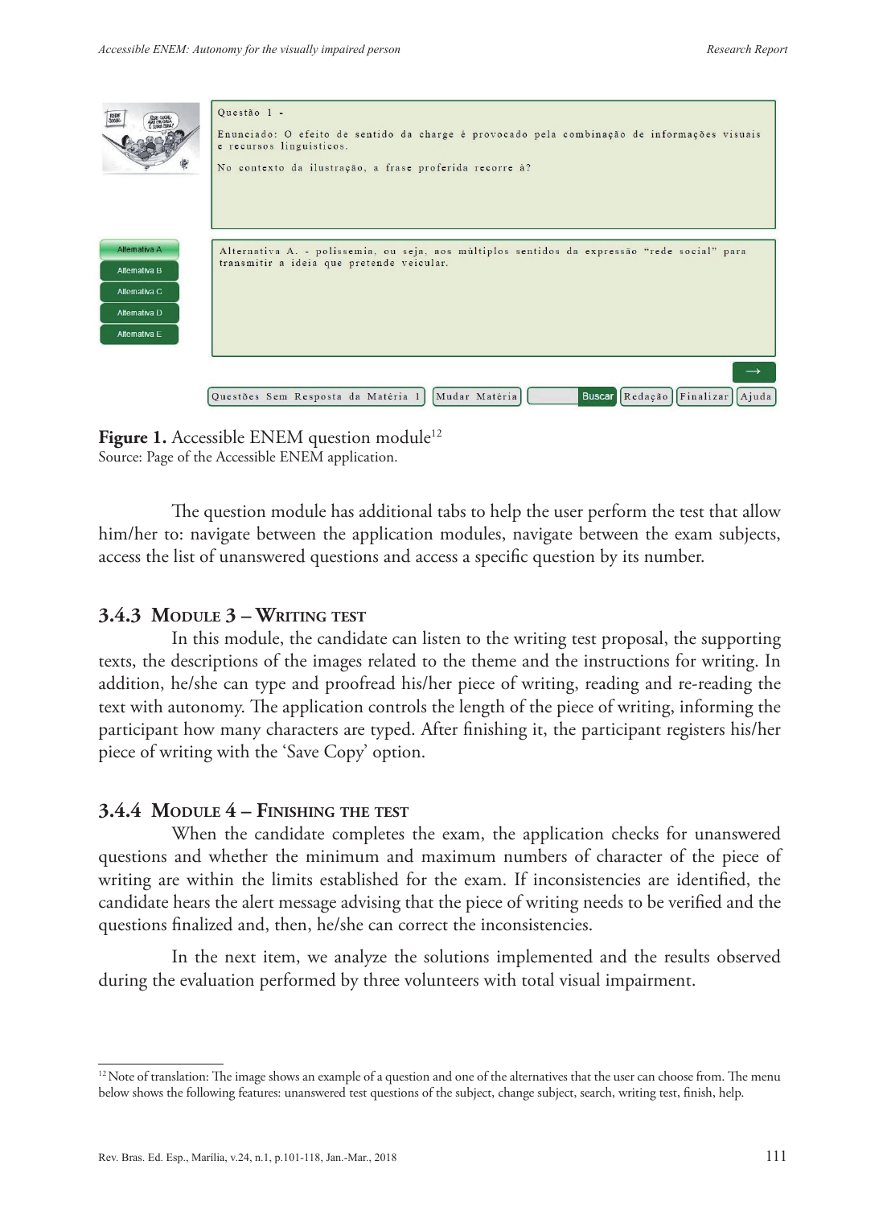Figure 1. Accessible ENEM question module[12]
Source: Page of the Accessible ENEM application.

The question module has additional tabs to help the user perform the test that allow him/her to: navigate between the application modules, navigate between the exam subjects, access the list of unanswered questions and access a specific question by its number.

### 3.4.3 Module 3 – Writing test

In this module, the candidate can listen to the writing test proposal, the supporting texts, the descriptions of the images related to the theme and the instructions for writing. In addition, he/she can type and proofread his/her piece of writing, reading and re-reading the text with autonomy. The application controls the length of the piece of writing, informing the participant how many characters are typed. After finishing it, the participant registers his/her piece of writing with the 'Save Copy' option.

### 3.4.4 Module 4 – Finishing the test

When the candidate completes the exam, the application checks for unanswered questions and whether the minimum and maximum numbers of character of the piece of writing are within the limits established for the exam. If inconsistencies are identified, the candidate hears the alert message advising that the piece of writing needs to be verified and the questions finalized and, then, he/she can correct the inconsistencies.

In the next item, we analyze the solutions implemented and the results observed during the evaluation performed by three volunteers with total visual impairment.

---

[12] Note of translation: The image shows an example of a question and one of the alternatives that the user can choose from. The menu below shows the following features: unanswered test questions of the subject, change subject, search, writing test, finish, help.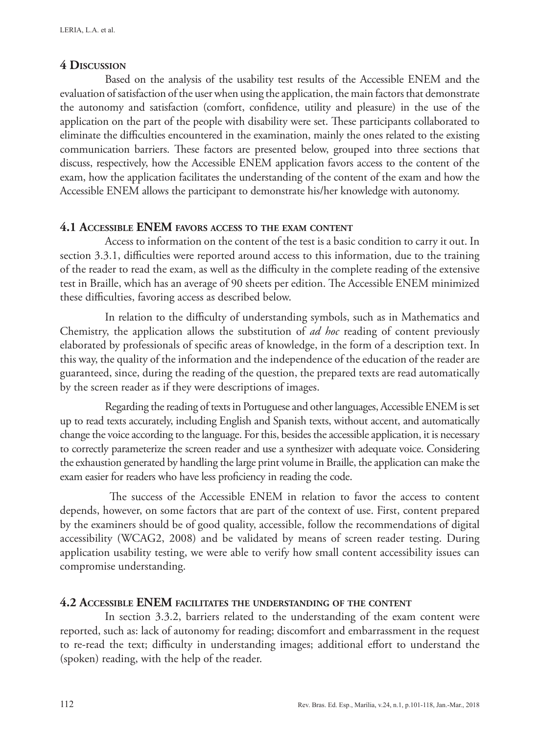## 4 Discussion

Based on the analysis of the usability test results of the Accessible ENEM and the evaluation of satisfaction of the user when using the application, the main factors that demonstrate the autonomy and satisfaction (comfort, confidence, utility and pleasure) in the use of the application on the part of the people with disability were set. These participants collaborated to eliminate the difficulties encountered in the examination, mainly the ones related to the existing communication barriers. These factors are presented below, grouped into three sections that discuss, respectively, how the Accessible ENEM application favors access to the content of the exam, how the application facilitates the understanding of the content of the exam and how the Accessible ENEM allows the participant to demonstrate his/her knowledge with autonomy.

### 4.1 Accessible ENEM favors access to the exam content

Access to information on the content of the test is a basic condition to carry it out. In section 3.3.1, difficulties were reported around access to this information, due to the training of the reader to read the exam, as well as the difficulty in the complete reading of the extensive test in Braille, which has an average of 90 sheets per edition. The Accessible ENEM minimized these difficulties, favoring access as described below.

In relation to the difficulty of understanding symbols, such as in Mathematics and Chemistry, the application allows the substitution of *ad hoc* reading of content previously elaborated by professionals of specific areas of knowledge, in the form of a description text. In this way, the quality of the information and the independence of the education of the reader are guaranteed, since, during the reading of the question, the prepared texts are read automatically by the screen reader as if they were descriptions of images.

Regarding the reading of texts in Portuguese and other languages, Accessible ENEM is set up to read texts accurately, including English and Spanish texts, without accent, and automatically change the voice according to the language. For this, besides the accessible application, it is necessary to correctly parameterize the screen reader and use a synthesizer with adequate voice. Considering the exhaustion generated by handling the large print volume in Braille, the application can make the exam easier for readers who have less proficiency in reading the code.

The success of the Accessible ENEM in relation to favor the access to content depends, however, on some factors that are part of the context of use. First, content prepared by the examiners should be of good quality, accessible, follow the recommendations of digital accessibility (WCAG2, 2008) and be validated by means of screen reader testing. During application usability testing, we were able to verify how small content accessibility issues can compromise understanding.

### 4.2 Accessible ENEM facilitates the understanding of the content

In section 3.3.2, barriers related to the understanding of the exam content were reported, such as: lack of autonomy for reading; discomfort and embarrassment in the request to re-read the text; difficulty in understanding images; additional effort to understand the (spoken) reading, with the help of the reader.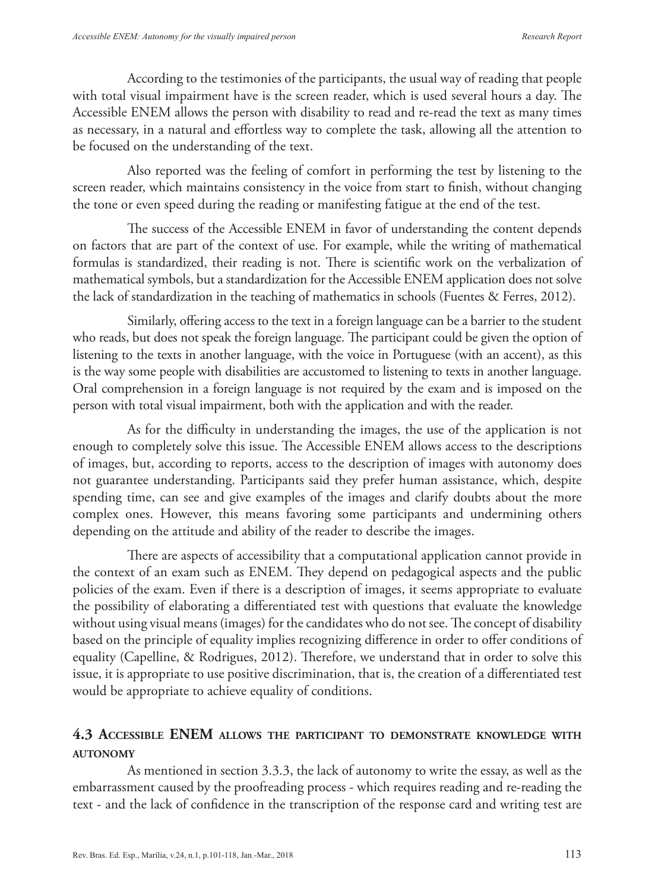According to the testimonies of the participants, the usual way of reading that people with total visual impairment have is the screen reader, which is used several hours a day. The Accessible ENEM allows the person with disability to read and re-read the text as many times as necessary, in a natural and effortless way to complete the task, allowing all the attention to be focused on the understanding of the text.

Also reported was the feeling of comfort in performing the test by listening to the screen reader, which maintains consistency in the voice from start to finish, without changing the tone or even speed during the reading or manifesting fatigue at the end of the test.

The success of the Accessible ENEM in favor of understanding the content depends on factors that are part of the context of use. For example, while the writing of mathematical formulas is standardized, their reading is not. There is scientific work on the verbalization of mathematical symbols, but a standardization for the Accessible ENEM application does not solve the lack of standardization in the teaching of mathematics in schools (Fuentes & Ferres, 2012).

Similarly, offering access to the text in a foreign language can be a barrier to the student who reads, but does not speak the foreign language. The participant could be given the option of listening to the texts in another language, with the voice in Portuguese (with an accent), as this is the way some people with disabilities are accustomed to listening to texts in another language. Oral comprehension in a foreign language is not required by the exam and is imposed on the person with total visual impairment, both with the application and with the reader.

As for the difficulty in understanding the images, the use of the application is not enough to completely solve this issue. The Accessible ENEM allows access to the descriptions of images, but, according to reports, access to the description of images with autonomy does not guarantee understanding. Participants said they prefer human assistance, which, despite spending time, can see and give examples of the images and clarify doubts about the more complex ones. However, this means favoring some participants and undermining others depending on the attitude and ability of the reader to describe the images.

There are aspects of accessibility that a computational application cannot provide in the context of an exam such as ENEM. They depend on pedagogical aspects and the public policies of the exam. Even if there is a description of images, it seems appropriate to evaluate the possibility of elaborating a differentiated test with questions that evaluate the knowledge without using visual means (images) for the candidates who do not see. The concept of disability based on the principle of equality implies recognizing difference in order to offer conditions of equality (Capelline, & Rodrigues, 2012). Therefore, we understand that in order to solve this issue, it is appropriate to use positive discrimination, that is, the creation of a differentiated test would be appropriate to achieve equality of conditions.

## 4.3 Accessible ENEM allows the participant to demonstrate knowledge with autonomy

As mentioned in section 3.3.3, the lack of autonomy to write the essay, as well as the embarrassment caused by the proofreading process - which requires reading and re-reading the text - and the lack of confidence in the transcription of the response card and writing test are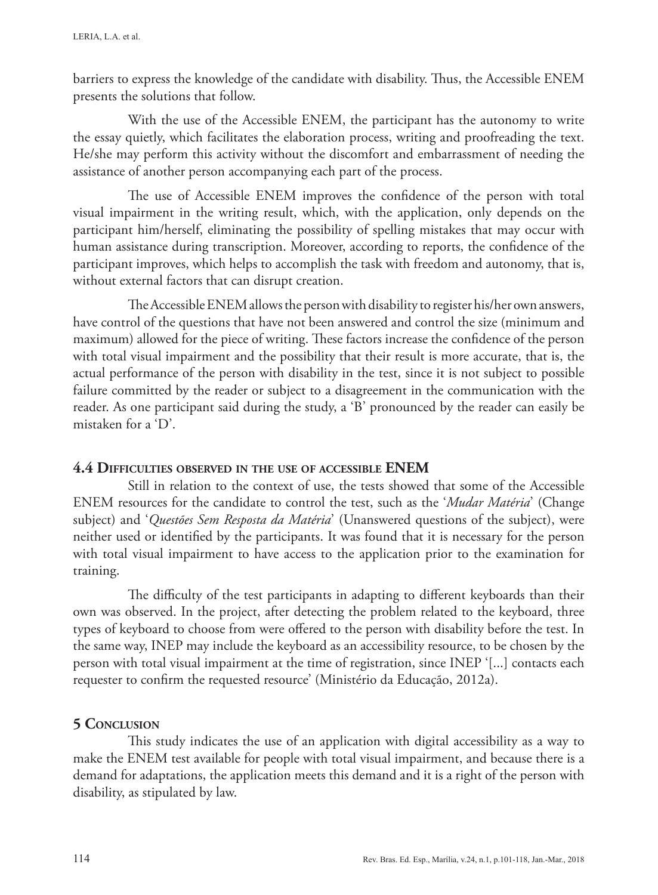barriers to express the knowledge of the candidate with disability. Thus, the Accessible ENEM presents the solutions that follow.

With the use of the Accessible ENEM, the participant has the autonomy to write the essay quietly, which facilitates the elaboration process, writing and proofreading the text. He/she may perform this activity without the discomfort and embarrassment of needing the assistance of another person accompanying each part of the process.

The use of Accessible ENEM improves the confidence of the person with total visual impairment in the writing result, which, with the application, only depends on the participant him/herself, eliminating the possibility of spelling mistakes that may occur with human assistance during transcription. Moreover, according to reports, the confidence of the participant improves, which helps to accomplish the task with freedom and autonomy, that is, without external factors that can disrupt creation.

The Accessible ENEM allows the person with disability to register his/her own answers, have control of the questions that have not been answered and control the size (minimum and maximum) allowed for the piece of writing. These factors increase the confidence of the person with total visual impairment and the possibility that their result is more accurate, that is, the actual performance of the person with disability in the test, since it is not subject to possible failure committed by the reader or subject to a disagreement in the communication with the reader. As one participant said during the study, a 'B' pronounced by the reader can easily be mistaken for a 'D'.

### 4.4 Difficulties observed in the use of accessible ENEM

Still in relation to the context of use, the tests showed that some of the Accessible ENEM resources for the candidate to control the test, such as the '*Mudar Matéria*' (Change subject) and '*Questões Sem Resposta da Matéria*' (Unanswered questions of the subject), were neither used or identified by the participants. It was found that it is necessary for the person with total visual impairment to have access to the application prior to the examination for training.

The difficulty of the test participants in adapting to different keyboards than their own was observed. In the project, after detecting the problem related to the keyboard, three types of keyboard to choose from were offered to the person with disability before the test. In the same way, INEP may include the keyboard as an accessibility resource, to be chosen by the person with total visual impairment at the time of registration, since INEP '[...] contacts each requester to confirm the requested resource' (Ministério da Educação, 2012a).

## 5 Conclusion

This study indicates the use of an application with digital accessibility as a way to make the ENEM test available for people with total visual impairment, and because there is a demand for adaptations, the application meets this demand and it is a right of the person with disability, as stipulated by law.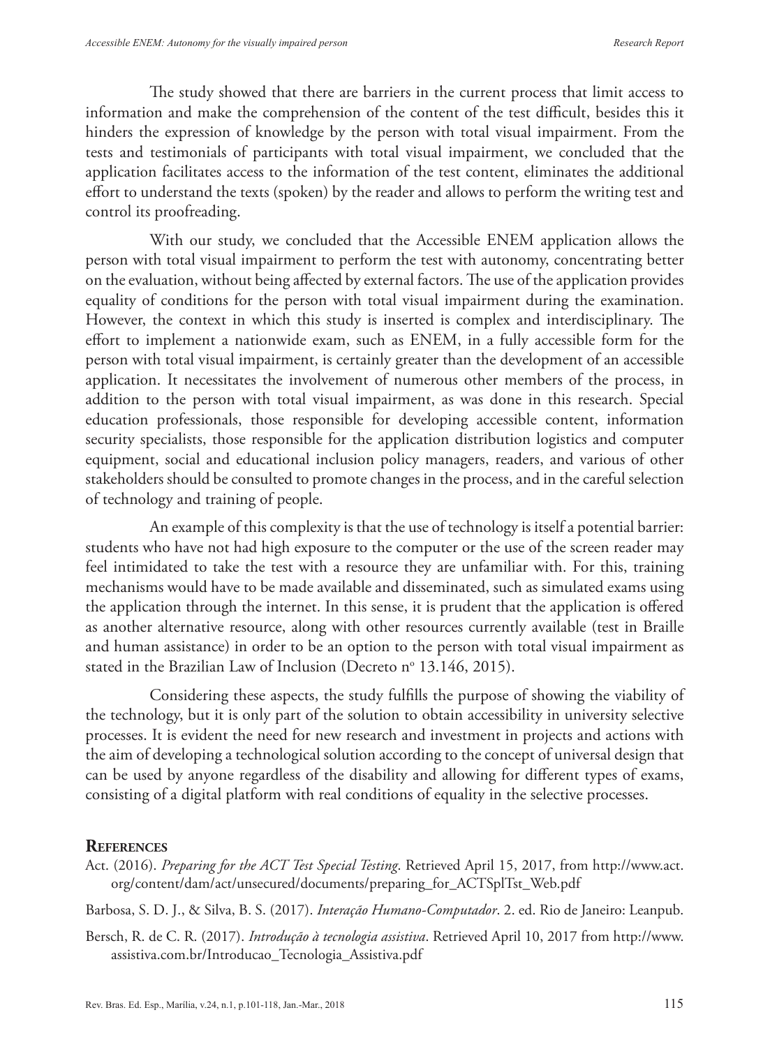The study showed that there are barriers in the current process that limit access to information and make the comprehension of the content of the test difficult, besides this it hinders the expression of knowledge by the person with total visual impairment. From the tests and testimonials of participants with total visual impairment, we concluded that the application facilitates access to the information of the test content, eliminates the additional effort to understand the texts (spoken) by the reader and allows to perform the writing test and control its proofreading.

With our study, we concluded that the Accessible ENEM application allows the person with total visual impairment to perform the test with autonomy, concentrating better on the evaluation, without being affected by external factors. The use of the application provides equality of conditions for the person with total visual impairment during the examination. However, the context in which this study is inserted is complex and interdisciplinary. The effort to implement a nationwide exam, such as ENEM, in a fully accessible form for the person with total visual impairment, is certainly greater than the development of an accessible application. It necessitates the involvement of numerous other members of the process, in addition to the person with total visual impairment, as was done in this research. Special education professionals, those responsible for developing accessible content, information security specialists, those responsible for the application distribution logistics and computer equipment, social and educational inclusion policy managers, readers, and various of other stakeholders should be consulted to promote changes in the process, and in the careful selection of technology and training of people.

An example of this complexity is that the use of technology is itself a potential barrier: students who have not had high exposure to the computer or the use of the screen reader may feel intimidated to take the test with a resource they are unfamiliar with. For this, training mechanisms would have to be made available and disseminated, such as simulated exams using the application through the internet. In this sense, it is prudent that the application is offered as another alternative resource, along with other resources currently available (test in Braille and human assistance) in order to be an option to the person with total visual impairment as stated in the Brazilian Law of Inclusion (Decreto nº 13.146, 2015).

Considering these aspects, the study fulfills the purpose of showing the viability of the technology, but it is only part of the solution to obtain accessibility in university selective processes. It is evident the need for new research and investment in projects and actions with the aim of developing a technological solution according to the concept of universal design that can be used by anyone regardless of the disability and allowing for different types of exams, consisting of a digital platform with real conditions of equality in the selective processes.

## References

Act. (2016). *Preparing for the ACT Test Special Testing*. Retrieved April 15, 2017, from http://www.act.org/content/dam/act/unsecured/documents/preparing_for_ACTSplTst_Web.pdf

Barbosa, S. D. J., & Silva, B. S. (2017). *Interação Humano-Computador*. 2. ed. Rio de Janeiro: Leanpub.

Bersch, R. de C. R. (2017). *Introdução à tecnologia assistiva*. Retrieved April 10, 2017 from http://www.assistiva.com.br/Introducao_Tecnologia_Assistiva.pdf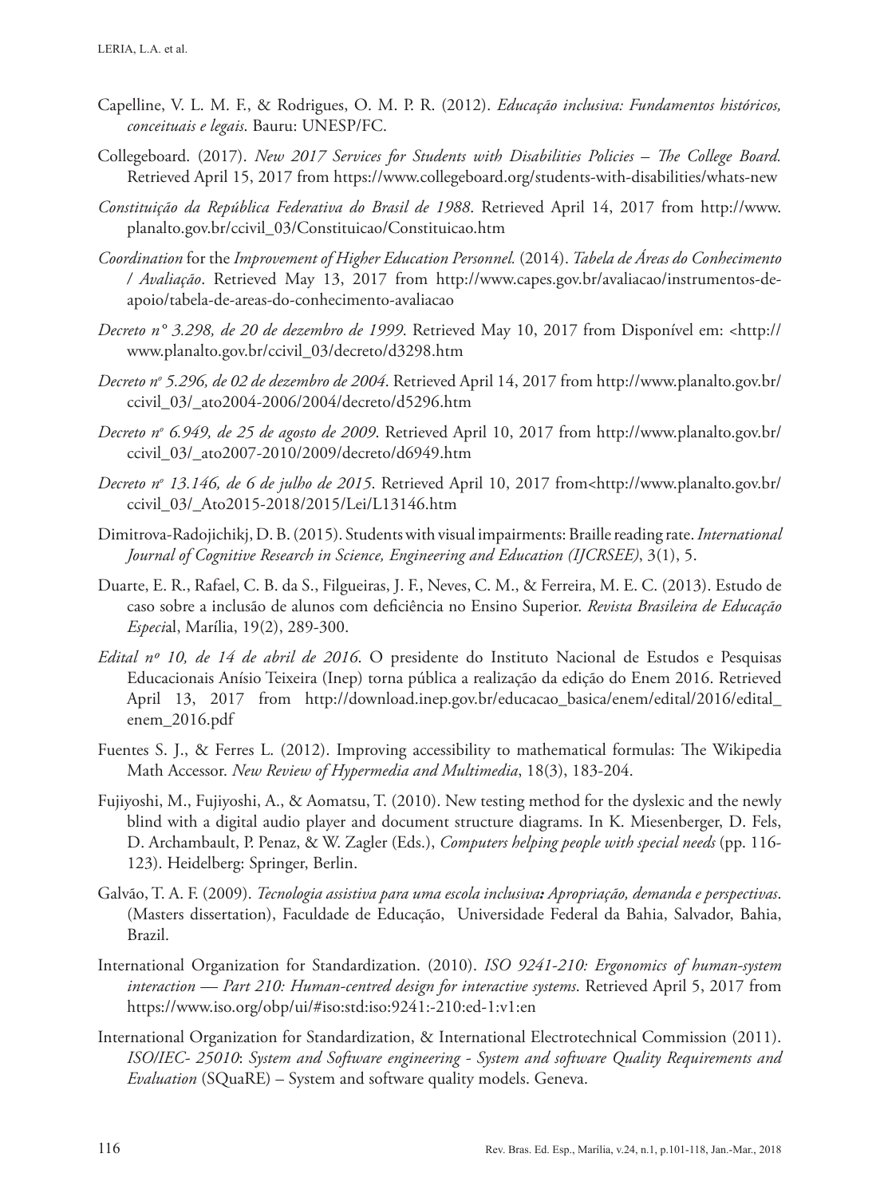Capelline, V. L. M. F., & Rodrigues, O. M. P. R. (2012). *Educação inclusiva: Fundamentos históricos, conceituais e legais*. Bauru: UNESP/FC.

Collegeboard. (2017). *New 2017 Services for Students with Disabilities Policies – The College Board.* Retrieved April 15, 2017 from https://www.collegeboard.org/students-with-disabilities/whats-new

*Constituição da República Federativa do Brasil de 1988*. Retrieved April 14, 2017 from http://www.planalto.gov.br/ccivil_03/Constituicao/Constituicao.htm

*Coordination* for the *Improvement of Higher Education Personnel.* (2014). *Tabela de Áreas do Conhecimento / Avaliação*. Retrieved May 13, 2017 from http://www.capes.gov.br/avaliacao/instrumentos-de-apoio/tabela-de-areas-do-conhecimento-avaliacao

*Decreto n° 3.298, de 20 de dezembro de 1999*. Retrieved May 10, 2017 from Disponível em: <http://www.planalto.gov.br/ccivil_03/decreto/d3298.htm

*Decreto nº 5.296, de 02 de dezembro de 2004*. Retrieved April 14, 2017 from http://www.planalto.gov.br/ccivil_03/_ato2004-2006/2004/decreto/d5296.htm

*Decreto nº 6.949, de 25 de agosto de 2009*. Retrieved April 10, 2017 from http://www.planalto.gov.br/ccivil_03/_ato2007-2010/2009/decreto/d6949.htm

*Decreto nº 13.146, de 6 de julho de 2015*. Retrieved April 10, 2017 from<http://www.planalto.gov.br/ccivil_03/_Ato2015-2018/2015/Lei/L13146.htm

Dimitrova-Radojichikj, D. B. (2015). Students with visual impairments: Braille reading rate. *International Journal of Cognitive Research in Science, Engineering and Education (IJCRSEE)*, 3(1), 5.

Duarte, E. R., Rafael, C. B. da S., Filgueiras, J. F., Neves, C. M., & Ferreira, M. E. C. (2013). Estudo de caso sobre a inclusão de alunos com deficiência no Ensino Superior. *Revista Brasileira de Educação Especia*l, Marília, 19(2), 289-300.

*Edital nº 10, de 14 de abril de 2016*. O presidente do Instituto Nacional de Estudos e Pesquisas Educacionais Anísio Teixeira (Inep) torna pública a realização da edição do Enem 2016. Retrieved April 13, 2017 from http://download.inep.gov.br/educacao_basica/enem/edital/2016/edital_enem_2016.pdf

Fuentes S. J., & Ferres L. (2012). Improving accessibility to mathematical formulas: The Wikipedia Math Accessor. *New Review of Hypermedia and Multimedia*, 18(3), 183-204.

Fujiyoshi, M., Fujiyoshi, A., & Aomatsu, T. (2010). New testing method for the dyslexic and the newly blind with a digital audio player and document structure diagrams. In K. Miesenberger, D. Fels, D. Archambault, P. Penaz, & W. Zagler (Eds.), *Computers helping people with special needs* (pp. 116-123). Heidelberg: Springer, Berlin.

Galvão, T. A. F. (2009). *Tecnologia assistiva para uma escola inclusiva: Apropriação, demanda e perspectivas*. (Masters dissertation), Faculdade de Educação, Universidade Federal da Bahia, Salvador, Bahia, Brazil.

International Organization for Standardization. (2010). *ISO 9241-210: Ergonomics of human-system interaction — Part 210: Human-centred design for interactive systems*. Retrieved April 5, 2017 from https://www.iso.org/obp/ui/#iso:std:iso:9241:-210:ed-1:v1:en

International Organization for Standardization, & International Electrotechnical Commission (2011). *ISO/IEC- 25010*: *System and Software engineering - System and software Quality Requirements and Evaluation* (SQuaRE) – System and software quality models. Geneva.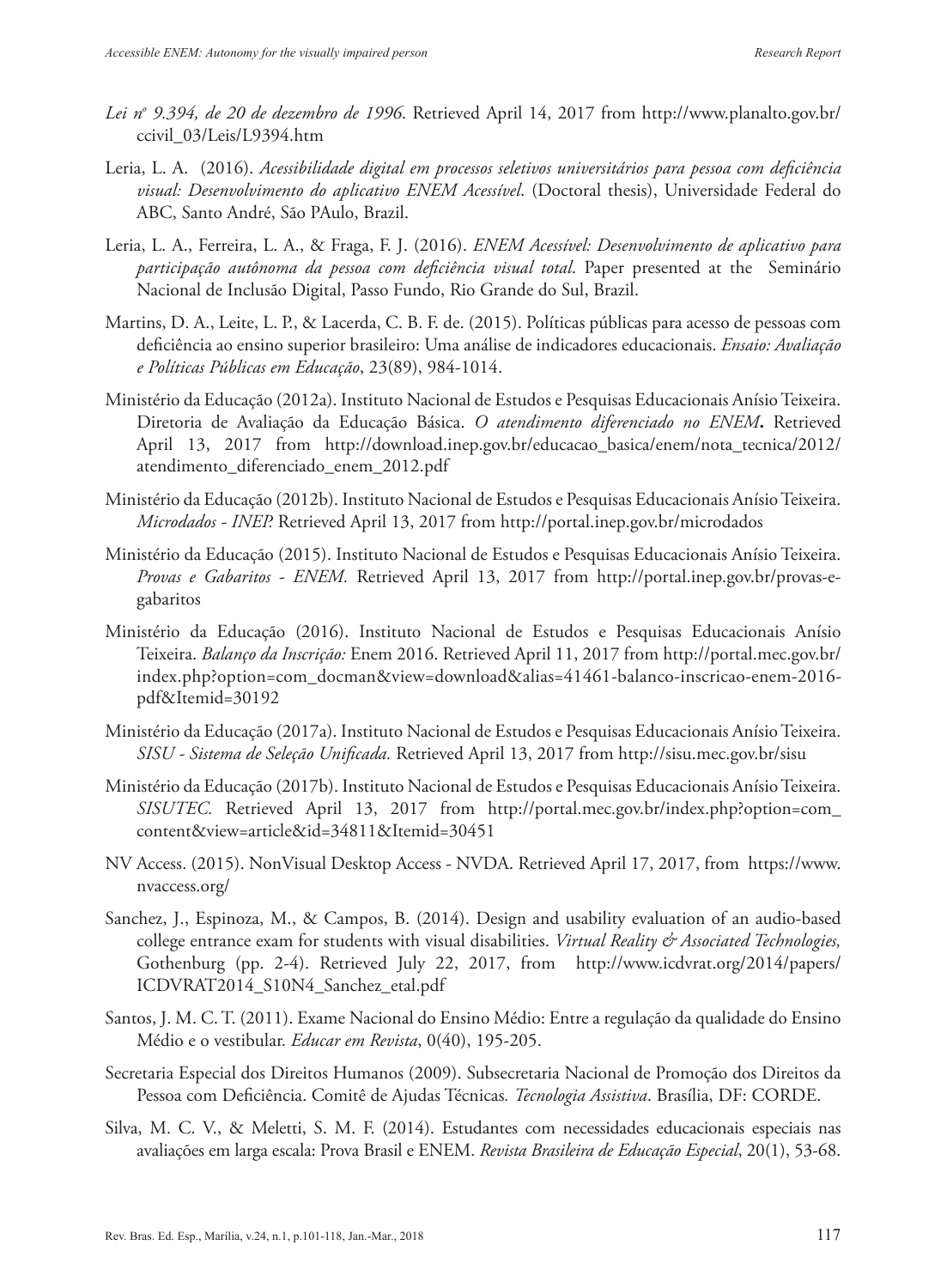*Lei nº 9.394, de 20 de dezembro de 1996*. Retrieved April 14, 2017 from http://www.planalto.gov.br/ccivil_03/Leis/L9394.htm

Leria, L. A. (2016). *Acessibilidade digital em processos seletivos universitários para pessoa com deficiência visual: Desenvolvimento do aplicativo ENEM Acessível*. (Doctoral thesis), Universidade Federal do ABC, Santo André, São PAulo, Brazil.

Leria, L. A., Ferreira, L. A., & Fraga, F. J. (2016). *ENEM Acessível: Desenvolvimento de aplicativo para participação autônoma da pessoa com deficiência visual total*. Paper presented at the Seminário Nacional de Inclusão Digital, Passo Fundo, Rio Grande do Sul, Brazil.

Martins, D. A., Leite, L. P., & Lacerda, C. B. F. de. (2015). Políticas públicas para acesso de pessoas com deficiência ao ensino superior brasileiro: Uma análise de indicadores educacionais. *Ensaio: Avaliação e Políticas Públicas em Educação*, 23(89), 984-1014.

Ministério da Educação (2012a). Instituto Nacional de Estudos e Pesquisas Educacionais Anísio Teixeira. Diretoria de Avaliação da Educação Básica. *O atendimento diferenciado no ENEM***.** Retrieved April 13, 2017 from http://download.inep.gov.br/educacao_basica/enem/nota_tecnica/2012/atendimento_diferenciado_enem_2012.pdf

Ministério da Educação (2012b). Instituto Nacional de Estudos e Pesquisas Educacionais Anísio Teixeira. *Microdados - INEP.* Retrieved April 13, 2017 from http://portal.inep.gov.br/microdados

Ministério da Educação (2015). Instituto Nacional de Estudos e Pesquisas Educacionais Anísio Teixeira. *Provas e Gabaritos - ENEM.* Retrieved April 13, 2017 from http://portal.inep.gov.br/provas-e-gabaritos

Ministério da Educação (2016). Instituto Nacional de Estudos e Pesquisas Educacionais Anísio Teixeira. *Balanço da Inscrição:* Enem 2016. Retrieved April 11, 2017 from http://portal.mec.gov.br/index.php?option=com_docman&view=download&alias=41461-balanco-inscricao-enem-2016-pdf&Itemid=30192

Ministério da Educação (2017a). Instituto Nacional de Estudos e Pesquisas Educacionais Anísio Teixeira. *SISU - Sistema de Seleção Unificada.* Retrieved April 13, 2017 from http://sisu.mec.gov.br/sisu

Ministério da Educação (2017b). Instituto Nacional de Estudos e Pesquisas Educacionais Anísio Teixeira. *SISUTEC.* Retrieved April 13, 2017 from http://portal.mec.gov.br/index.php?option=com_content&view=article&id=34811&Itemid=30451

NV Access. (2015). NonVisual Desktop Access - NVDA. Retrieved April 17, 2017, from https://www.nvaccess.org/

Sanchez, J., Espinoza, M., & Campos, B. (2014). Design and usability evaluation of an audio-based college entrance exam for students with visual disabilities. *Virtual Reality & Associated Technologies,* Gothenburg (pp. 2-4). Retrieved July 22, 2017, from http://www.icdvrat.org/2014/papers/ICDVRAT2014_S10N4_Sanchez_etal.pdf

Santos, J. M. C. T. (2011). Exame Nacional do Ensino Médio: Entre a regulação da qualidade do Ensino Médio e o vestibular. *Educar em Revista*, 0(40), 195-205.

Secretaria Especial dos Direitos Humanos (2009). Subsecretaria Nacional de Promoção dos Direitos da Pessoa com Deficiência. Comitê de Ajudas Técnicas*. Tecnologia Assistiva*. Brasília, DF: CORDE.

Silva, M. C. V., & Meletti, S. M. F. (2014). Estudantes com necessidades educacionais especiais nas avaliações em larga escala: Prova Brasil e ENEM. *Revista Brasileira de Educação Especial*, 20(1), 53-68.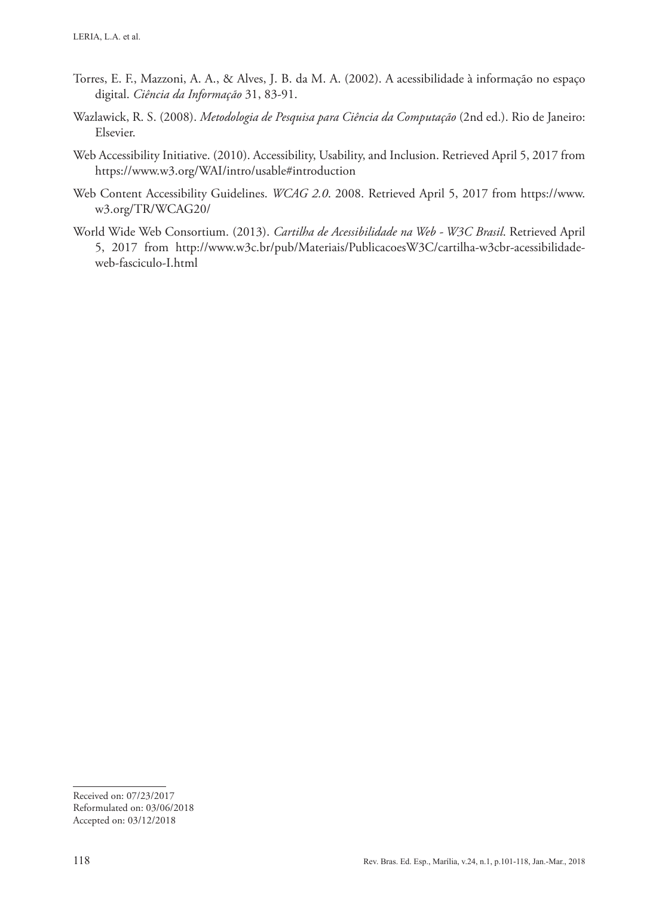Torres, E. F., Mazzoni, A. A., & Alves, J. B. da M. A. (2002). A acessibilidade à informação no espaço digital. *Ciência da Informação* 31, 83-91.

Wazlawick, R. S. (2008). *Metodologia de Pesquisa para Ciência da Computação* (2nd ed.). Rio de Janeiro: Elsevier.

Web Accessibility Initiative. (2010). Accessibility, Usability, and Inclusion. Retrieved April 5, 2017 from https://www.w3.org/WAI/intro/usable#introduction

Web Content Accessibility Guidelines. *WCAG 2.0*. 2008. Retrieved April 5, 2017 from https://www.w3.org/TR/WCAG20/

World Wide Web Consortium. (2013). *Cartilha de Acessibilidade na Web - W3C Brasil*. Retrieved April 5, 2017 from http://www.w3c.br/pub/Materiais/PublicacoesW3C/cartilha-w3cbr-acessibilidade-web-fasciculo-I.html

---

Received on: 07/23/2017
Reformulated on: 03/06/2018
Accepted on: 03/12/2018